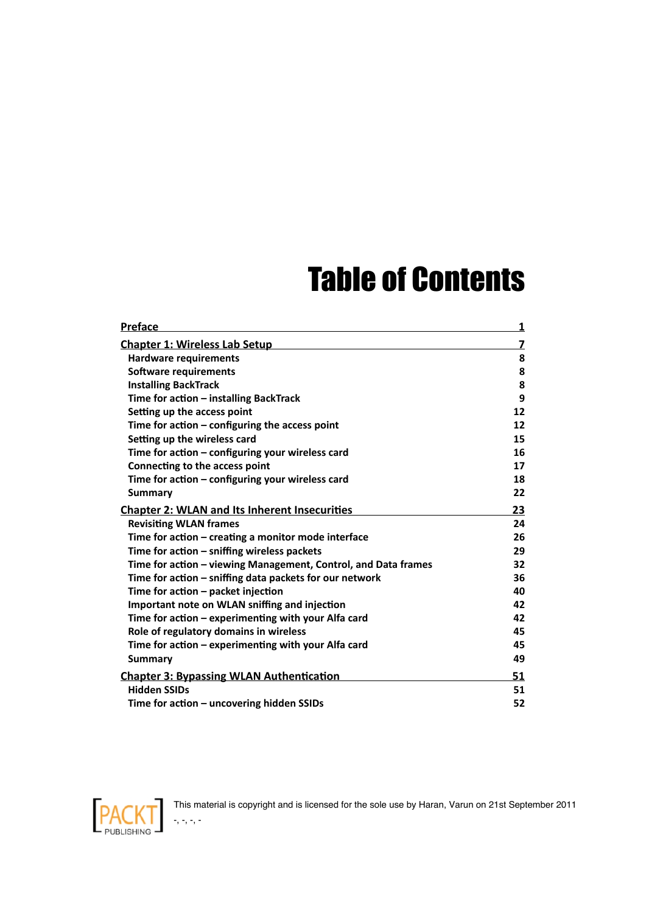# Table of Contents

| | |
|---|---|
| **Preface** | **1** |
| **Chapter 1: Wireless Lab Setup** | **7** |
| Hardware requirements | 8 |
| Software requirements | 8 |
| Installing BackTrack | 8 |
| Time for action – installing BackTrack | 9 |
| Setting up the access point | 12 |
| Time for action – configuring the access point | 12 |
| Setting up the wireless card | 15 |
| Time for action – configuring your wireless card | 16 |
| Connecting to the access point | 17 |
| Time for action – configuring your wireless card | 18 |
| Summary | 22 |
| **Chapter 2: WLAN and Its Inherent Insecurities** | **23** |
| Revisiting WLAN frames | 24 |
| Time for action – creating a monitor mode interface | 26 |
| Time for action – sniffing wireless packets | 29 |
| Time for action – viewing Management, Control, and Data frames | 32 |
| Time for action – sniffing data packets for our network | 36 |
| Time for action – packet injection | 40 |
| Important note on WLAN sniffing and injection | 42 |
| Time for action – experimenting with your Alfa card | 42 |
| Role of regulatory domains in wireless | 45 |
| Time for action – experimenting with your Alfa card | 45 |
| Summary | 49 |
| **Chapter 3: Bypassing WLAN Authentication** | **51** |
| Hidden SSIDs | 51 |
| Time for action – uncovering hidden SSIDs | 52 |

This material is copyright and is licensed for the sole use by Haran, Varun on 21st September 2011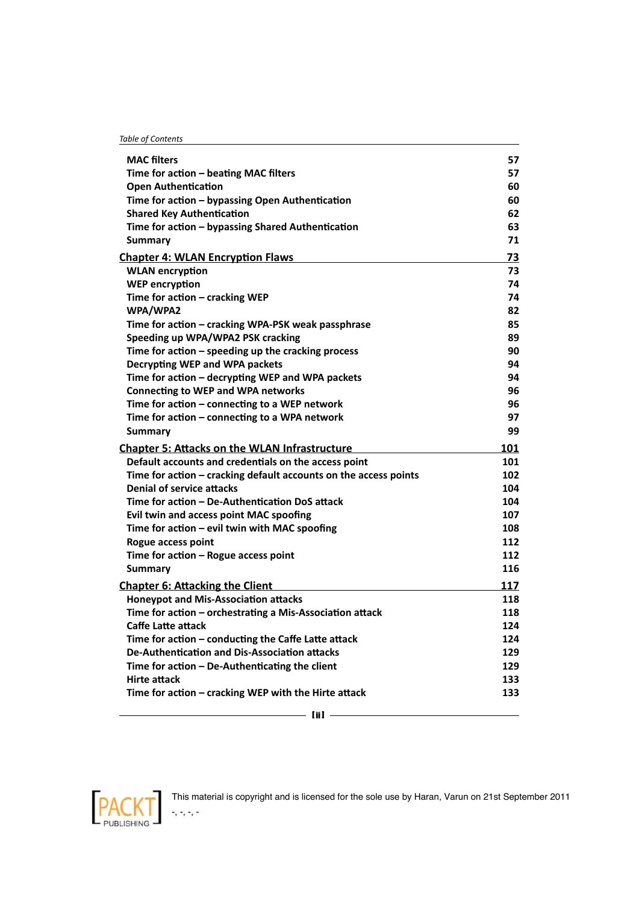| | |
|---|---|
| **MAC filters** | **57** |
| **Time for action – beating MAC filters** | **57** |
| **Open Authentication** | **60** |
| **Time for action – bypassing Open Authentication** | **60** |
| **Shared Key Authentication** | **62** |
| **Time for action – bypassing Shared Authentication** | **63** |
| **Summary** | **71** |
| **Chapter 4: WLAN Encryption Flaws** | **73** |
| **WLAN encryption** | **73** |
| **WEP encryption** | **74** |
| **Time for action – cracking WEP** | **74** |
| **WPA/WPA2** | **82** |
| **Time for action – cracking WPA-PSK weak passphrase** | **85** |
| **Speeding up WPA/WPA2 PSK cracking** | **89** |
| **Time for action – speeding up the cracking process** | **90** |
| **Decrypting WEP and WPA packets** | **94** |
| **Time for action – decrypting WEP and WPA packets** | **94** |
| **Connecting to WEP and WPA networks** | **96** |
| **Time for action – connecting to a WEP network** | **96** |
| **Time for action – connecting to a WPA network** | **97** |
| **Summary** | **99** |
| **Chapter 5: Attacks on the WLAN Infrastructure** | **101** |
| **Default accounts and credentials on the access point** | **101** |
| **Time for action – cracking default accounts on the access points** | **102** |
| **Denial of service attacks** | **104** |
| **Time for action – De-Authentication DoS attack** | **104** |
| **Evil twin and access point MAC spoofing** | **107** |
| **Time for action – evil twin with MAC spoofing** | **108** |
| **Rogue access point** | **112** |
| **Time for action – Rogue access point** | **112** |
| **Summary** | **116** |
| **Chapter 6: Attacking the Client** | **117** |
| **Honeypot and Mis-Association attacks** | **118** |
| **Time for action – orchestrating a Mis-Association attack** | **118** |
| **Caffe Latte attack** | **124** |
| **Time for action – conducting the Caffe Latte attack** | **124** |
| **De-Authentication and Dis-Association attacks** | **129** |
| **Time for action – De-Authenticating the client** | **129** |
| **Hirte attack** | **133** |
| **Time for action – cracking WEP with the Hirte attack** | **133** |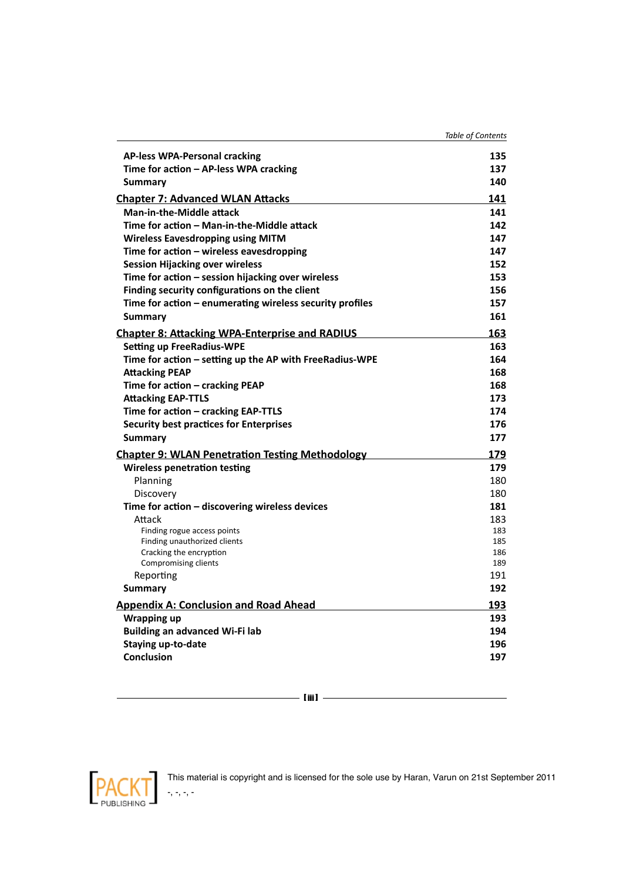| | |
|---|---|
| **AP-less WPA-Personal cracking** | **135** |
| **Time for action – AP-less WPA cracking** | **137** |
| **Summary** | **140** |
| **Chapter 7: Advanced WLAN Attacks** | **141** |
| **Man-in-the-Middle attack** | **141** |
| **Time for action – Man-in-the-Middle attack** | **142** |
| **Wireless Eavesdropping using MITM** | **147** |
| **Time for action – wireless eavesdropping** | **147** |
| **Session Hijacking over wireless** | **152** |
| **Time for action – session hijacking over wireless** | **153** |
| **Finding security configurations on the client** | **156** |
| **Time for action – enumerating wireless security profiles** | **157** |
| **Summary** | **161** |
| **Chapter 8: Attacking WPA-Enterprise and RADIUS** | **163** |
| **Setting up FreeRadius-WPE** | **163** |
| **Time for action – setting up the AP with FreeRadius-WPE** | **164** |
| **Attacking PEAP** | **168** |
| **Time for action – cracking PEAP** | **168** |
| **Attacking EAP-TTLS** | **173** |
| **Time for action – cracking EAP-TTLS** | **174** |
| **Security best practices for Enterprises** | **176** |
| **Summary** | **177** |
| **Chapter 9: WLAN Penetration Testing Methodology** | **179** |
| **Wireless penetration testing** | **179** |
| Planning | 180 |
| Discovery | 180 |
| **Time for action – discovering wireless devices** | **181** |
| Attack | 183 |
| Finding rogue access points | 183 |
| Finding unauthorized clients | 185 |
| Cracking the encryption | 186 |
| Compromising clients | 189 |
| Reporting | 191 |
| **Summary** | **192** |
| **Appendix A: Conclusion and Road Ahead** | **193** |
| **Wrapping up** | **193** |
| **Building an advanced Wi-Fi lab** | **194** |
| **Staying up-to-date** | **196** |
| **Conclusion** | **197** |

This material is copyright and is licensed for the sole use by Haran, Varun on 21st September 2011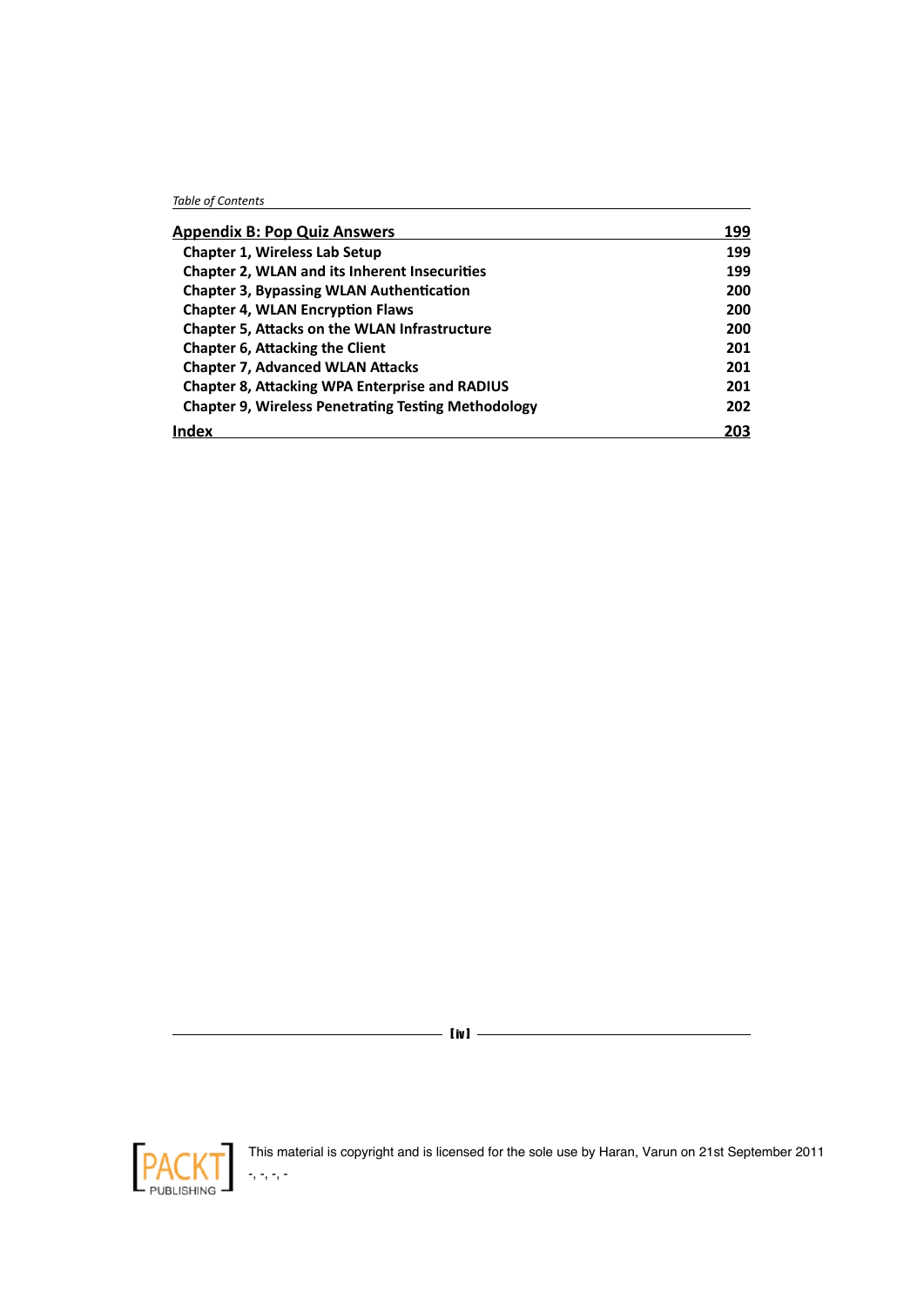| | |
|---|---|
| **Appendix B: Pop Quiz Answers** | **199** |
| **Chapter 1, Wireless Lab Setup** | **199** |
| **Chapter 2, WLAN and its Inherent Insecurities** | **199** |
| **Chapter 3, Bypassing WLAN Authentication** | **200** |
| **Chapter 4, WLAN Encryption Flaws** | **200** |
| **Chapter 5, Attacks on the WLAN Infrastructure** | **200** |
| **Chapter 6, Attacking the Client** | **201** |
| **Chapter 7, Advanced WLAN Attacks** | **201** |
| **Chapter 8, Attacking WPA Enterprise and RADIUS** | **201** |
| **Chapter 9, Wireless Penetrating Testing Methodology** | **202** |
| **Index** | **203** |

This material is copyright and is licensed for the sole use by Haran, Varun on 21st September 2011